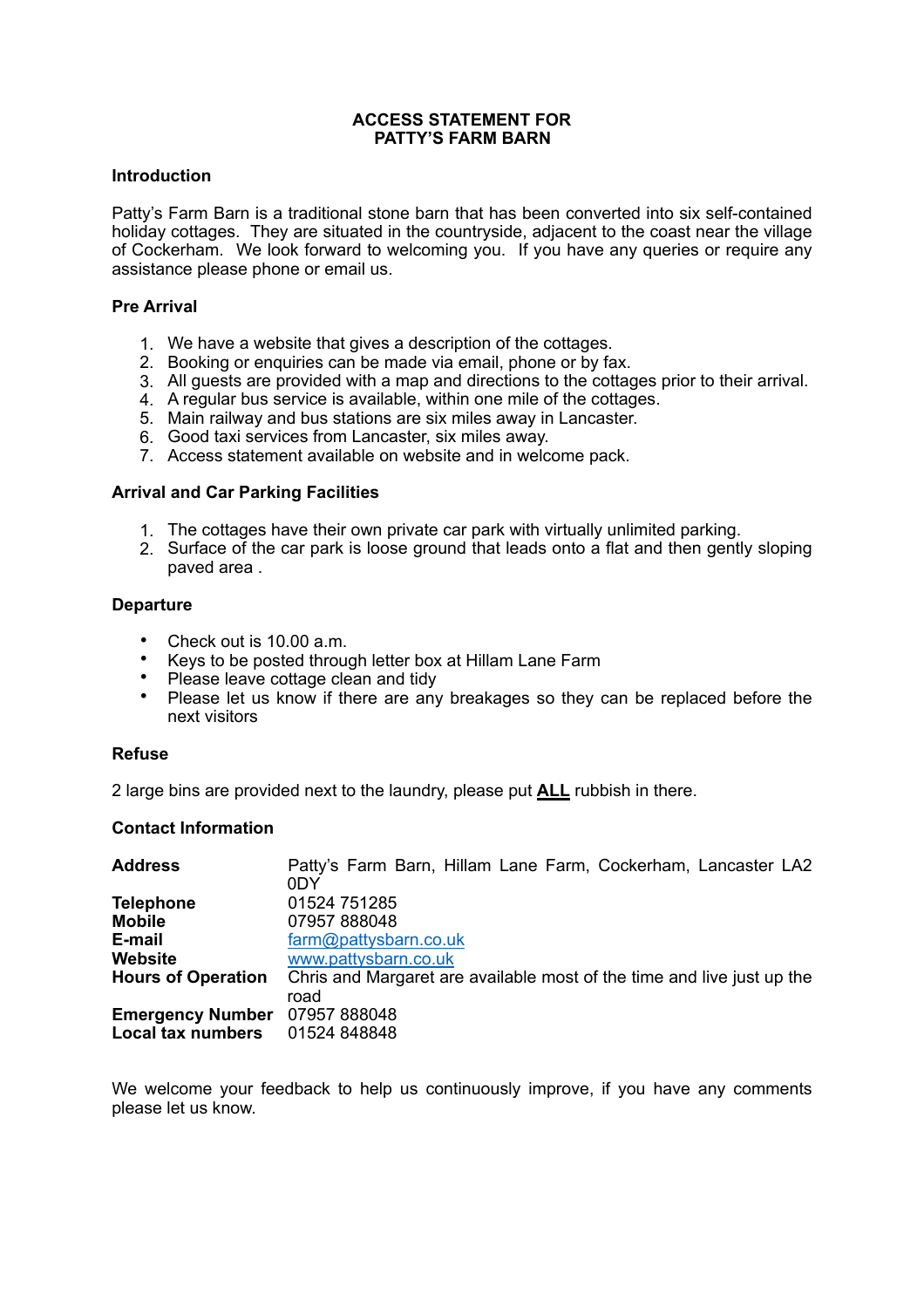# ACCESS STATEMENT FOR
# PATTY'S FARM BARN

## Introduction

Patty's Farm Barn is a traditional stone barn that has been converted into six self-contained holiday cottages. They are situated in the countryside, adjacent to the coast near the village of Cockerham. We look forward to welcoming you. If you have any queries or require any assistance please phone or email us.

## Pre Arrival

1. We have a website that gives a description of the cottages.
2. Booking or enquiries can be made via email, phone or by fax.
3. All guests are provided with a map and directions to the cottages prior to their arrival.
4. A regular bus service is available, within one mile of the cottages.
5. Main railway and bus stations are six miles away in Lancaster.
6. Good taxi services from Lancaster, six miles away.
7. Access statement available on website and in welcome pack.

## Arrival and Car Parking Facilities

1. The cottages have their own private car park with virtually unlimited parking.
2. Surface of the car park is loose ground that leads onto a flat and then gently sloping paved area .

## Departure

- Check out is 10.00 a.m.
- Keys to be posted through letter box at Hillam Lane Farm
- Please leave cottage clean and tidy
- Please let us know if there are any breakages so they can be replaced before the next visitors

## Refuse

2 large bins are provided next to the laundry, please put **ALL** rubbish in there.

## Contact Information

| | |
|---|---|
| **Address** | Patty's Farm Barn, Hillam Lane Farm, Cockerham, Lancaster LA2 0DY |
| **Telephone** | 01524 751285 |
| **Mobile** | 07957 888048 |
| **E-mail** | farm@pattysbarn.co.uk |
| **Website** | www.pattysbarn.co.uk |
| **Hours of Operation** | Chris and Margaret are available most of the time and live just up the road |
| **Emergency Number** | 07957 888048 |
| **Local tax numbers** | 01524 848848 |

We welcome your feedback to help us continuously improve, if you have any comments please let us know.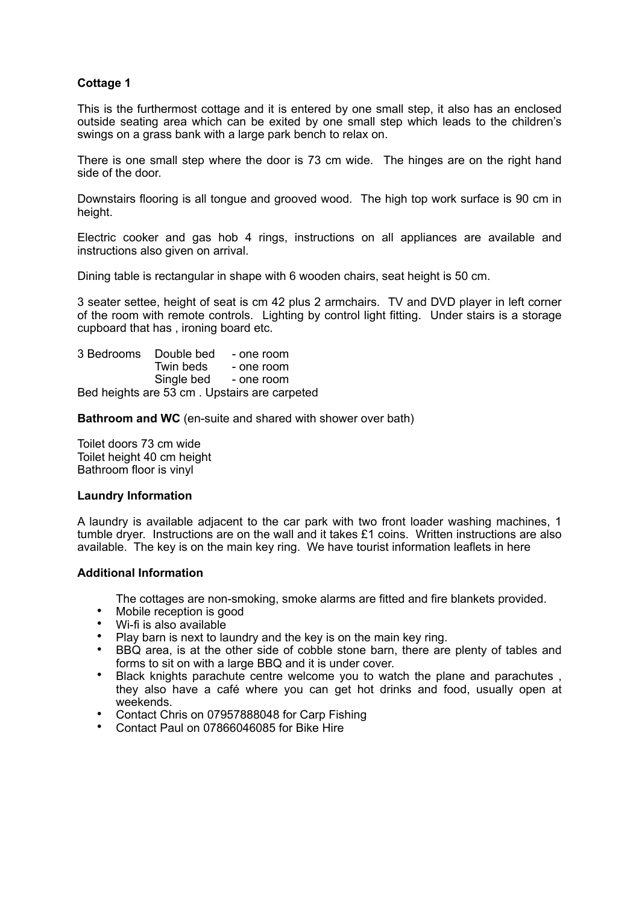**Cottage 1**

This is the furthermost cottage and it is entered by one small step, it also has an enclosed outside seating area which can be exited by one small step which leads to the children's swings on a grass bank with a large park bench to relax on.

There is one small step where the door is 73 cm wide.  The hinges are on the right hand side of the door.

Downstairs flooring is all tongue and grooved wood.  The high top work surface is 90 cm in height.

Electric cooker and gas hob 4 rings, instructions on all appliances are available and instructions also given on arrival.

Dining table is rectangular in shape with 6 wooden chairs, seat height is 50 cm.

3 seater settee, height of seat is cm 42 plus 2 armchairs.  TV and DVD player in left corner of the room with remote controls.  Lighting by control light fitting.  Under stairs is a storage cupboard that has , ironing board etc.

| | | |
|---|---|---|
| 3 Bedrooms | Double bed | - one room |
| | Twin beds | - one room |
| | Single bed | - one room |

Bed heights are 53 cm . Upstairs are carpeted

**Bathroom and WC** (en-suite and shared with shower over bath)

Toilet doors 73 cm wide
Toilet height 40 cm height
Bathroom floor is vinyl

**Laundry Information**

A laundry is available adjacent to the car park with two front loader washing machines, 1 tumble dryer.  Instructions are on the wall and it takes £1 coins.  Written instructions are also available.  The key is on the main key ring.  We have tourist information leaflets in here

**Additional Information**

The cottages are non-smoking, smoke alarms are fitted and fire blankets provided.

- Mobile reception is good
- Wi-fi is also available
- Play barn is next to laundry and the key is on the main key ring.
- BBQ area, is at the other side of cobble stone barn, there are plenty of tables and forms to sit on with a large BBQ and it is under cover.
- Black knights parachute centre welcome you to watch the plane and parachutes , they also have a café where you can get hot drinks and food, usually open at weekends.
- Contact Chris on 07957888048 for Carp Fishing
- Contact Paul on 07866046085 for Bike Hire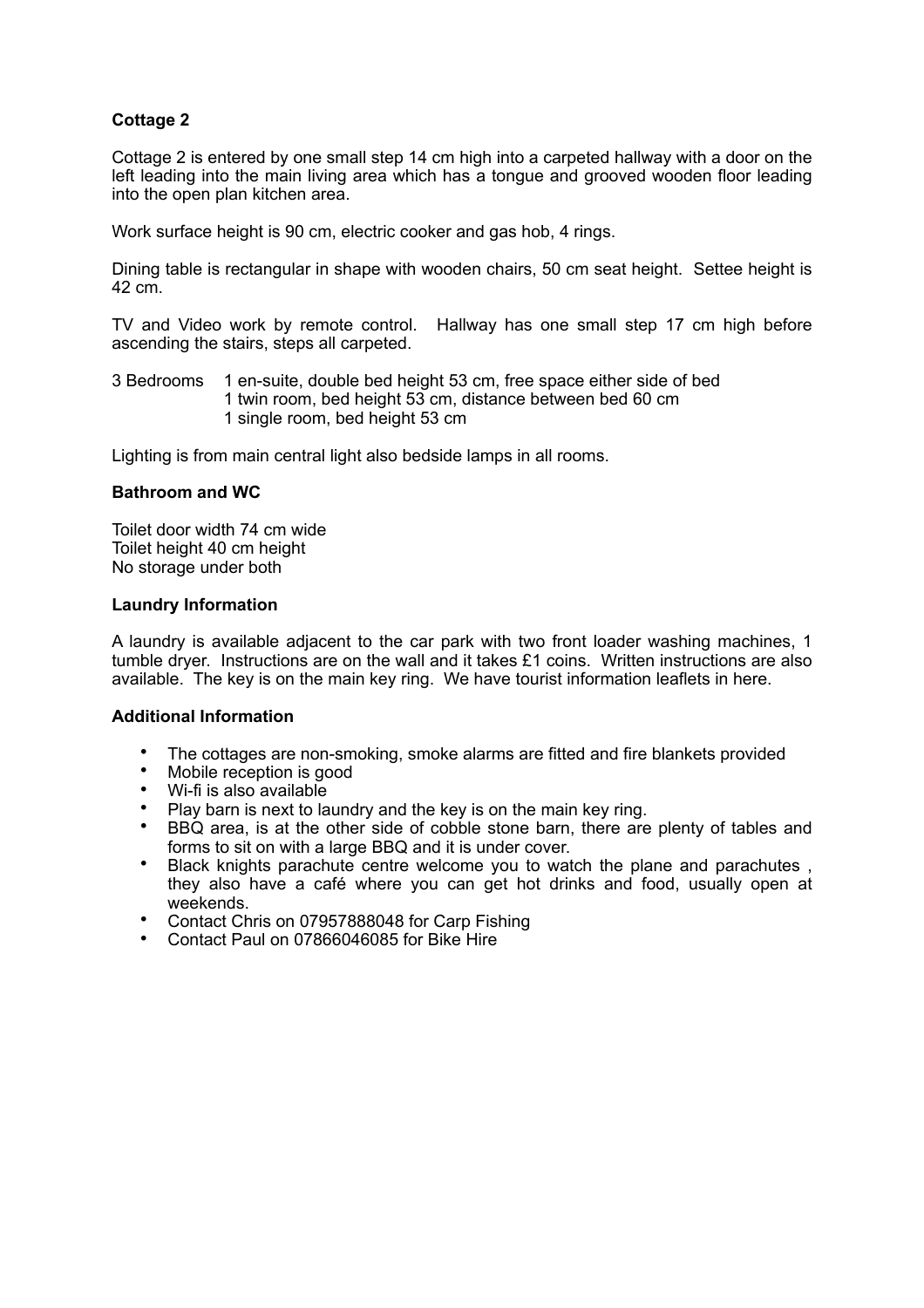**Cottage 2**

Cottage 2 is entered by one small step 14 cm high into a carpeted hallway with a door on the left leading into the main living area which has a tongue and grooved wooden floor leading into the open plan kitchen area.

Work surface height is 90 cm, electric cooker and gas hob, 4 rings.

Dining table is rectangular in shape with wooden chairs, 50 cm seat height. Settee height is 42 cm.

TV and Video work by remote control. Hallway has one small step 17 cm high before ascending the stairs, steps all carpeted.

3 Bedrooms 1 en-suite, double bed height 53 cm, free space either side of bed
1 twin room, bed height 53 cm, distance between bed 60 cm
1 single room, bed height 53 cm

Lighting is from main central light also bedside lamps in all rooms.

**Bathroom and WC**

Toilet door width 74 cm wide
Toilet height 40 cm height
No storage under both

**Laundry Information**

A laundry is available adjacent to the car park with two front loader washing machines, 1 tumble dryer. Instructions are on the wall and it takes £1 coins. Written instructions are also available. The key is on the main key ring. We have tourist information leaflets in here.

**Additional Information**

- The cottages are non-smoking, smoke alarms are fitted and fire blankets provided
- Mobile reception is good
- Wi-fi is also available
- Play barn is next to laundry and the key is on the main key ring.
- BBQ area, is at the other side of cobble stone barn, there are plenty of tables and forms to sit on with a large BBQ and it is under cover.
- Black knights parachute centre welcome you to watch the plane and parachutes , they also have a café where you can get hot drinks and food, usually open at weekends.
- Contact Chris on 07957888048 for Carp Fishing
- Contact Paul on 07866046085 for Bike Hire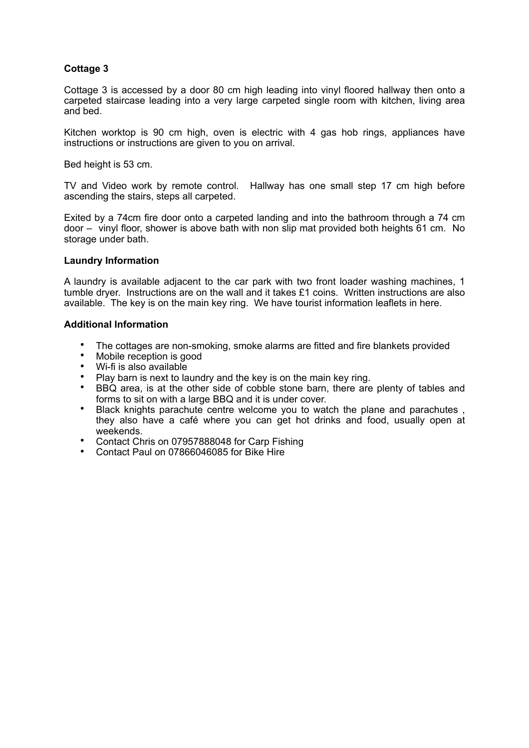**Cottage 3**

Cottage 3 is accessed by a door 80 cm high leading into vinyl floored hallway then onto a carpeted staircase leading into a very large carpeted single room with kitchen, living area and bed.

Kitchen worktop is 90 cm high, oven is electric with 4 gas hob rings, appliances have instructions or instructions are given to you on arrival.

Bed height is 53 cm.

TV and Video work by remote control. Hallway has one small step 17 cm high before ascending the stairs, steps all carpeted.

Exited by a 74cm fire door onto a carpeted landing and into the bathroom through a 74 cm door – vinyl floor, shower is above bath with non slip mat provided both heights 61 cm. No storage under bath.

**Laundry Information**

A laundry is available adjacent to the car park with two front loader washing machines, 1 tumble dryer. Instructions are on the wall and it takes £1 coins. Written instructions are also available. The key is on the main key ring. We have tourist information leaflets in here.

**Additional Information**

- The cottages are non-smoking, smoke alarms are fitted and fire blankets provided
- Mobile reception is good
- Wi-fi is also available
- Play barn is next to laundry and the key is on the main key ring.
- BBQ area, is at the other side of cobble stone barn, there are plenty of tables and forms to sit on with a large BBQ and it is under cover.
- Black knights parachute centre welcome you to watch the plane and parachutes , they also have a café where you can get hot drinks and food, usually open at weekends.
- Contact Chris on 07957888048 for Carp Fishing
- Contact Paul on 07866046085 for Bike Hire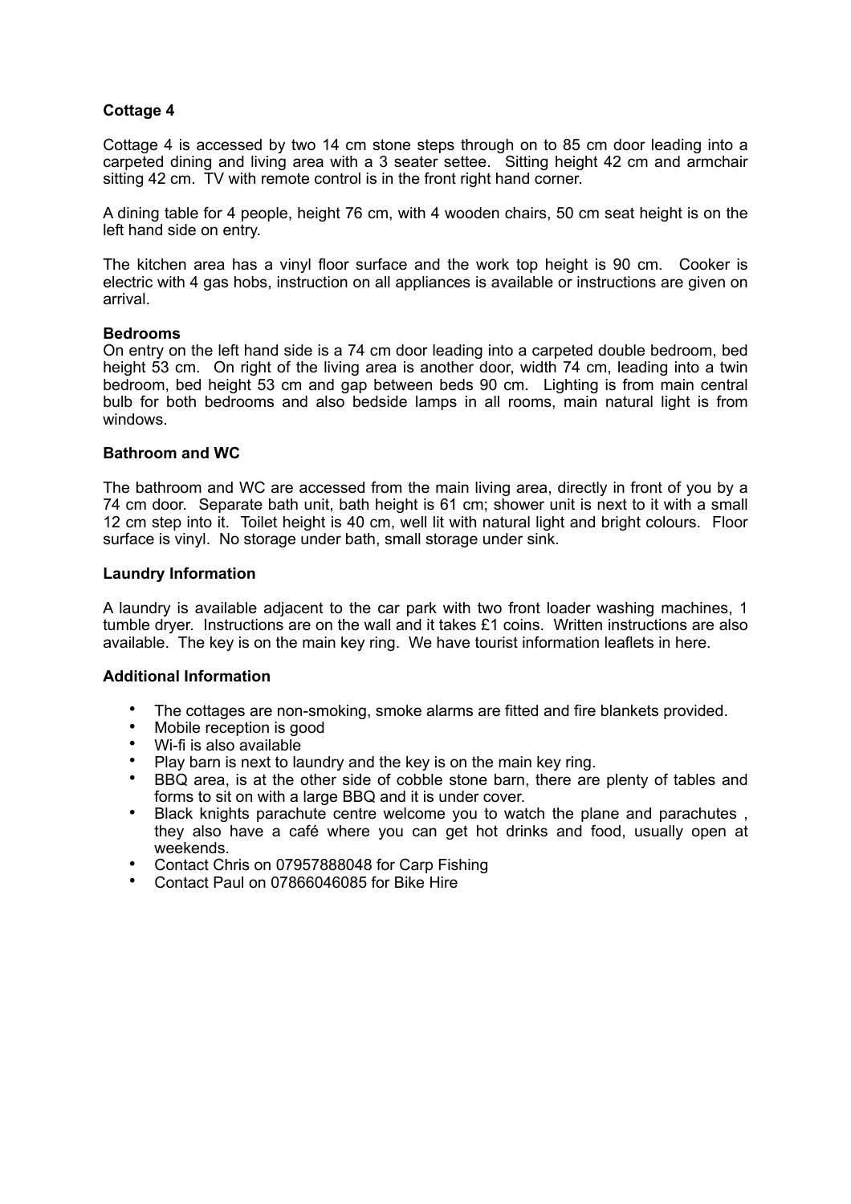**Cottage 4**

Cottage 4 is accessed by two 14 cm stone steps through on to 85 cm door leading into a carpeted dining and living area with a 3 seater settee. Sitting height 42 cm and armchair sitting 42 cm. TV with remote control is in the front right hand corner.

A dining table for 4 people, height 76 cm, with 4 wooden chairs, 50 cm seat height is on the left hand side on entry.

The kitchen area has a vinyl floor surface and the work top height is 90 cm. Cooker is electric with 4 gas hobs, instruction on all appliances is available or instructions are given on arrival.

**Bedrooms**

On entry on the left hand side is a 74 cm door leading into a carpeted double bedroom, bed height 53 cm. On right of the living area is another door, width 74 cm, leading into a twin bedroom, bed height 53 cm and gap between beds 90 cm. Lighting is from main central bulb for both bedrooms and also bedside lamps in all rooms, main natural light is from windows.

**Bathroom and WC**

The bathroom and WC are accessed from the main living area, directly in front of you by a 74 cm door. Separate bath unit, bath height is 61 cm; shower unit is next to it with a small 12 cm step into it. Toilet height is 40 cm, well lit with natural light and bright colours. Floor surface is vinyl. No storage under bath, small storage under sink.

**Laundry Information**

A laundry is available adjacent to the car park with two front loader washing machines, 1 tumble dryer. Instructions are on the wall and it takes £1 coins. Written instructions are also available. The key is on the main key ring. We have tourist information leaflets in here.

**Additional Information**

- The cottages are non-smoking, smoke alarms are fitted and fire blankets provided.
- Mobile reception is good
- Wi-fi is also available
- Play barn is next to laundry and the key is on the main key ring.
- BBQ area, is at the other side of cobble stone barn, there are plenty of tables and forms to sit on with a large BBQ and it is under cover.
- Black knights parachute centre welcome you to watch the plane and parachutes , they also have a café where you can get hot drinks and food, usually open at weekends.
- Contact Chris on 07957888048 for Carp Fishing
- Contact Paul on 07866046085 for Bike Hire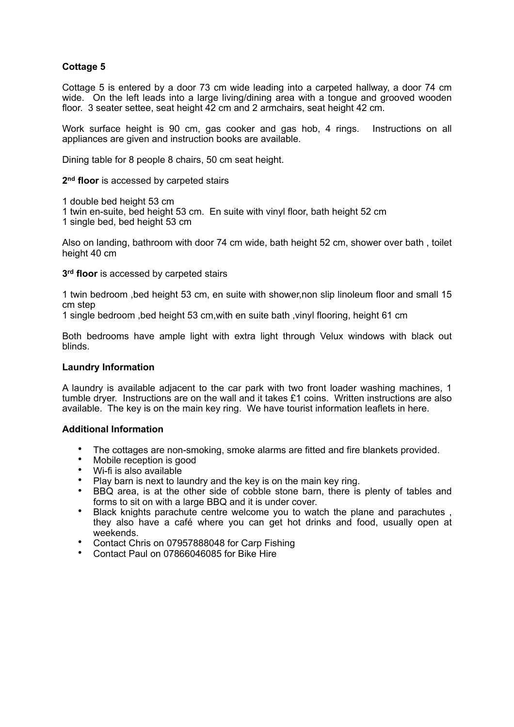**Cottage 5**

Cottage 5 is entered by a door 73 cm wide leading into a carpeted hallway, a door 74 cm wide. On the left leads into a large living/dining area with a tongue and grooved wooden floor. 3 seater settee, seat height 42 cm and 2 armchairs, seat height 42 cm.

Work surface height is 90 cm, gas cooker and gas hob, 4 rings. Instructions on all appliances are given and instruction books are available.

Dining table for 8 people 8 chairs, 50 cm seat height.

**2nd floor** is accessed by carpeted stairs

1 double bed height 53 cm
1 twin en-suite, bed height 53 cm. En suite with vinyl floor, bath height 52 cm
1 single bed, bed height 53 cm

Also on landing, bathroom with door 74 cm wide, bath height 52 cm, shower over bath , toilet height 40 cm

**3rd floor** is accessed by carpeted stairs

1 twin bedroom ,bed height 53 cm, en suite with shower,non slip linoleum floor and small 15 cm step
1 single bedroom ,bed height 53 cm,with en suite bath ,vinyl flooring, height 61 cm

Both bedrooms have ample light with extra light through Velux windows with black out blinds.

**Laundry Information**

A laundry is available adjacent to the car park with two front loader washing machines, 1 tumble dryer. Instructions are on the wall and it takes £1 coins. Written instructions are also available. The key is on the main key ring. We have tourist information leaflets in here.

**Additional Information**

- The cottages are non-smoking, smoke alarms are fitted and fire blankets provided.
- Mobile reception is good
- Wi-fi is also available
- Play barn is next to laundry and the key is on the main key ring.
- BBQ area, is at the other side of cobble stone barn, there is plenty of tables and forms to sit on with a large BBQ and it is under cover.
- Black knights parachute centre welcome you to watch the plane and parachutes , they also have a café where you can get hot drinks and food, usually open at weekends.
- Contact Chris on 07957888048 for Carp Fishing
- Contact Paul on 07866046085 for Bike Hire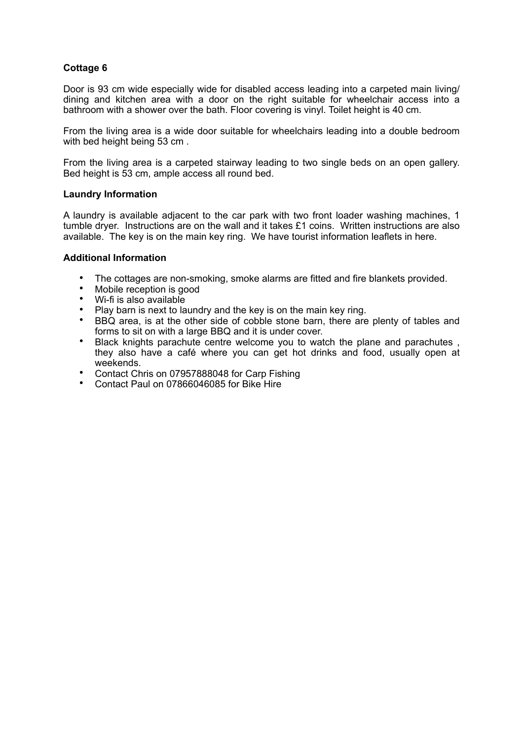**Cottage 6**

Door is 93 cm wide especially wide for disabled access leading into a carpeted main living/ dining and kitchen area with a door on the right suitable for wheelchair access into a bathroom with a shower over the bath. Floor covering is vinyl. Toilet height is 40 cm.

From the living area is a wide door suitable for wheelchairs leading into a double bedroom with bed height being 53 cm .

From the living area is a carpeted stairway leading to two single beds on an open gallery. Bed height is 53 cm, ample access all round bed.

**Laundry Information**

A laundry is available adjacent to the car park with two front loader washing machines, 1 tumble dryer. Instructions are on the wall and it takes £1 coins. Written instructions are also available. The key is on the main key ring. We have tourist information leaflets in here.

**Additional Information**

- The cottages are non-smoking, smoke alarms are fitted and fire blankets provided.
- Mobile reception is good
- Wi-fi is also available
- Play barn is next to laundry and the key is on the main key ring.
- BBQ area, is at the other side of cobble stone barn, there are plenty of tables and forms to sit on with a large BBQ and it is under cover.
- Black knights parachute centre welcome you to watch the plane and parachutes , they also have a café where you can get hot drinks and food, usually open at weekends.
- Contact Chris on 07957888048 for Carp Fishing
- Contact Paul on 07866046085 for Bike Hire